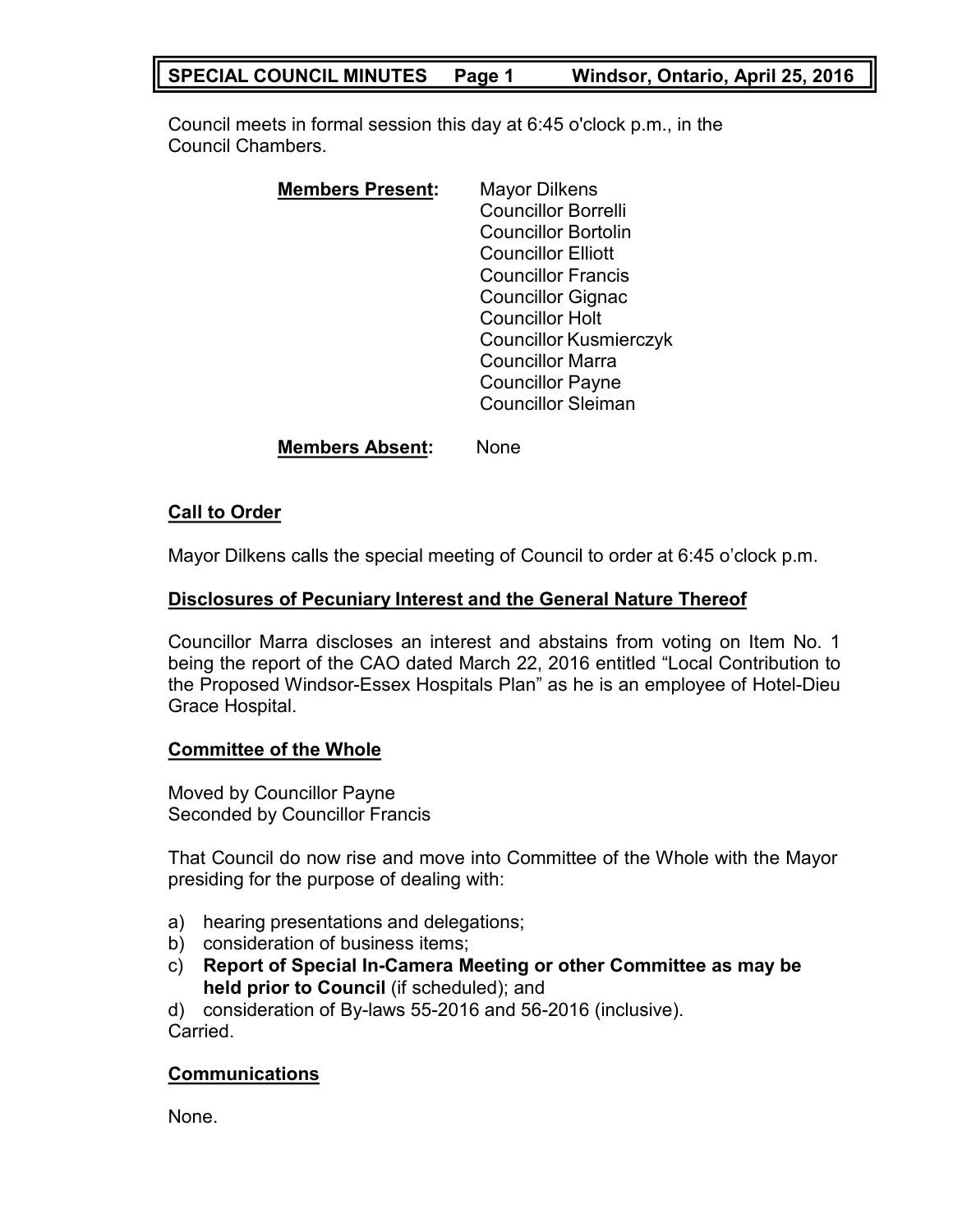# SPECIAL COUNCIL MINUTES Page 1 Windsor, Ontario, April 25, 2016

Council meets in formal session this day at 6:45 o'clock p.m., in the Council Chambers.

**Members Present:**
Mayor Dilkens
Councillor Borrelli
Councillor Bortolin
Councillor Elliott
Councillor Francis
Councillor Gignac
Councillor Holt
Councillor Kusmierczyk
Councillor Marra
Councillor Payne
Councillor Sleiman

**Members Absent:** None

## Call to Order

Mayor Dilkens calls the special meeting of Council to order at 6:45 o'clock p.m.

## Disclosures of Pecuniary Interest and the General Nature Thereof

Councillor Marra discloses an interest and abstains from voting on Item No. 1 being the report of the CAO dated March 22, 2016 entitled "Local Contribution to the Proposed Windsor-Essex Hospitals Plan" as he is an employee of Hotel-Dieu Grace Hospital.

## Committee of the Whole

Moved by Councillor Payne
Seconded by Councillor Francis

That Council do now rise and move into Committee of the Whole with the Mayor presiding for the purpose of dealing with:

a) hearing presentations and delegations;
b) consideration of business items;
c) **Report of Special In-Camera Meeting or other Committee as may be held prior to Council** (if scheduled); and
d) consideration of By-laws 55-2016 and 56-2016 (inclusive).

Carried.

## Communications

None.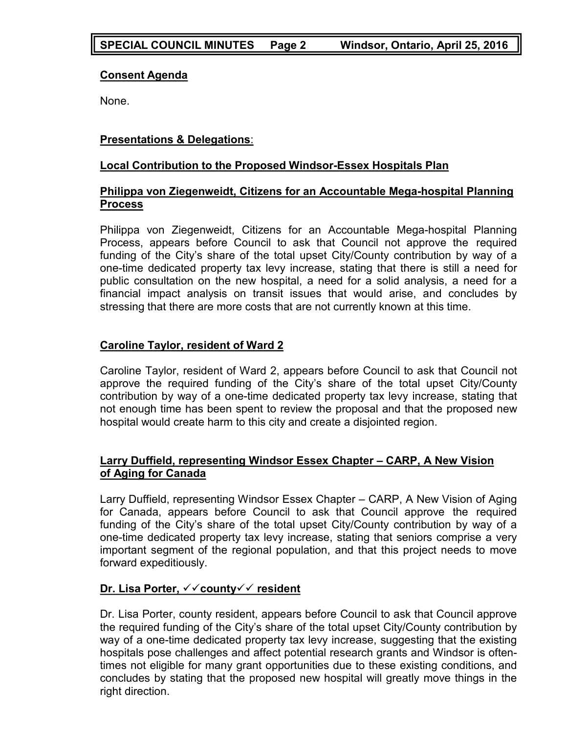**Consent Agenda**

None.

**Presentations & Delegations**:

**Local Contribution to the Proposed Windsor-Essex Hospitals Plan**

**Philippa von Ziegenweidt, Citizens for an Accountable Mega-hospital Planning Process**

Philippa von Ziegenweidt, Citizens for an Accountable Mega-hospital Planning Process, appears before Council to ask that Council not approve the required funding of the City's share of the total upset City/County contribution by way of a one-time dedicated property tax levy increase, stating that there is still a need for public consultation on the new hospital, a need for a solid analysis, a need for a financial impact analysis on transit issues that would arise, and concludes by stressing that there are more costs that are not currently known at this time.

**Caroline Taylor, resident of Ward 2**

Caroline Taylor, resident of Ward 2, appears before Council to ask that Council not approve the required funding of the City's share of the total upset City/County contribution by way of a one-time dedicated property tax levy increase, stating that not enough time has been spent to review the proposal and that the proposed new hospital would create harm to this city and create a disjointed region.

**Larry Duffield, representing Windsor Essex Chapter – CARP, A New Vision of Aging for Canada**

Larry Duffield, representing Windsor Essex Chapter – CARP, A New Vision of Aging for Canada, appears before Council to ask that Council approve the required funding of the City's share of the total upset City/County contribution by way of a one-time dedicated property tax levy increase, stating that seniors comprise a very important segment of the regional population, and that this project needs to move forward expeditiously.

**Dr. Lisa Porter, ✓✓county✓✓ resident**

Dr. Lisa Porter, county resident, appears before Council to ask that Council approve the required funding of the City's share of the total upset City/County contribution by way of a one-time dedicated property tax levy increase, suggesting that the existing hospitals pose challenges and affect potential research grants and Windsor is often-times not eligible for many grant opportunities due to these existing conditions, and concludes by stating that the proposed new hospital will greatly move things in the right direction.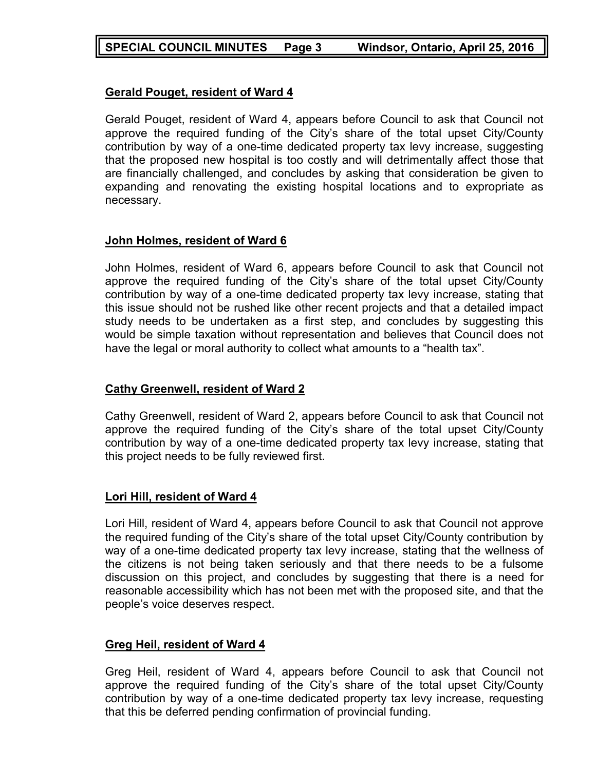**Gerald Pouget, resident of Ward 4**

Gerald Pouget, resident of Ward 4, appears before Council to ask that Council not approve the required funding of the City's share of the total upset City/County contribution by way of a one-time dedicated property tax levy increase, suggesting that the proposed new hospital is too costly and will detrimentally affect those that are financially challenged, and concludes by asking that consideration be given to expanding and renovating the existing hospital locations and to expropriate as necessary.

**John Holmes, resident of Ward 6**

John Holmes, resident of Ward 6, appears before Council to ask that Council not approve the required funding of the City's share of the total upset City/County contribution by way of a one-time dedicated property tax levy increase, stating that this issue should not be rushed like other recent projects and that a detailed impact study needs to be undertaken as a first step, and concludes by suggesting this would be simple taxation without representation and believes that Council does not have the legal or moral authority to collect what amounts to a "health tax".

**Cathy Greenwell, resident of Ward 2**

Cathy Greenwell, resident of Ward 2, appears before Council to ask that Council not approve the required funding of the City's share of the total upset City/County contribution by way of a one-time dedicated property tax levy increase, stating that this project needs to be fully reviewed first.

**Lori Hill, resident of Ward 4**

Lori Hill, resident of Ward 4, appears before Council to ask that Council not approve the required funding of the City's share of the total upset City/County contribution by way of a one-time dedicated property tax levy increase, stating that the wellness of the citizens is not being taken seriously and that there needs to be a fulsome discussion on this project, and concludes by suggesting that there is a need for reasonable accessibility which has not been met with the proposed site, and that the people's voice deserves respect.

**Greg Heil, resident of Ward 4**

Greg Heil, resident of Ward 4, appears before Council to ask that Council not approve the required funding of the City's share of the total upset City/County contribution by way of a one-time dedicated property tax levy increase, requesting that this be deferred pending confirmation of provincial funding.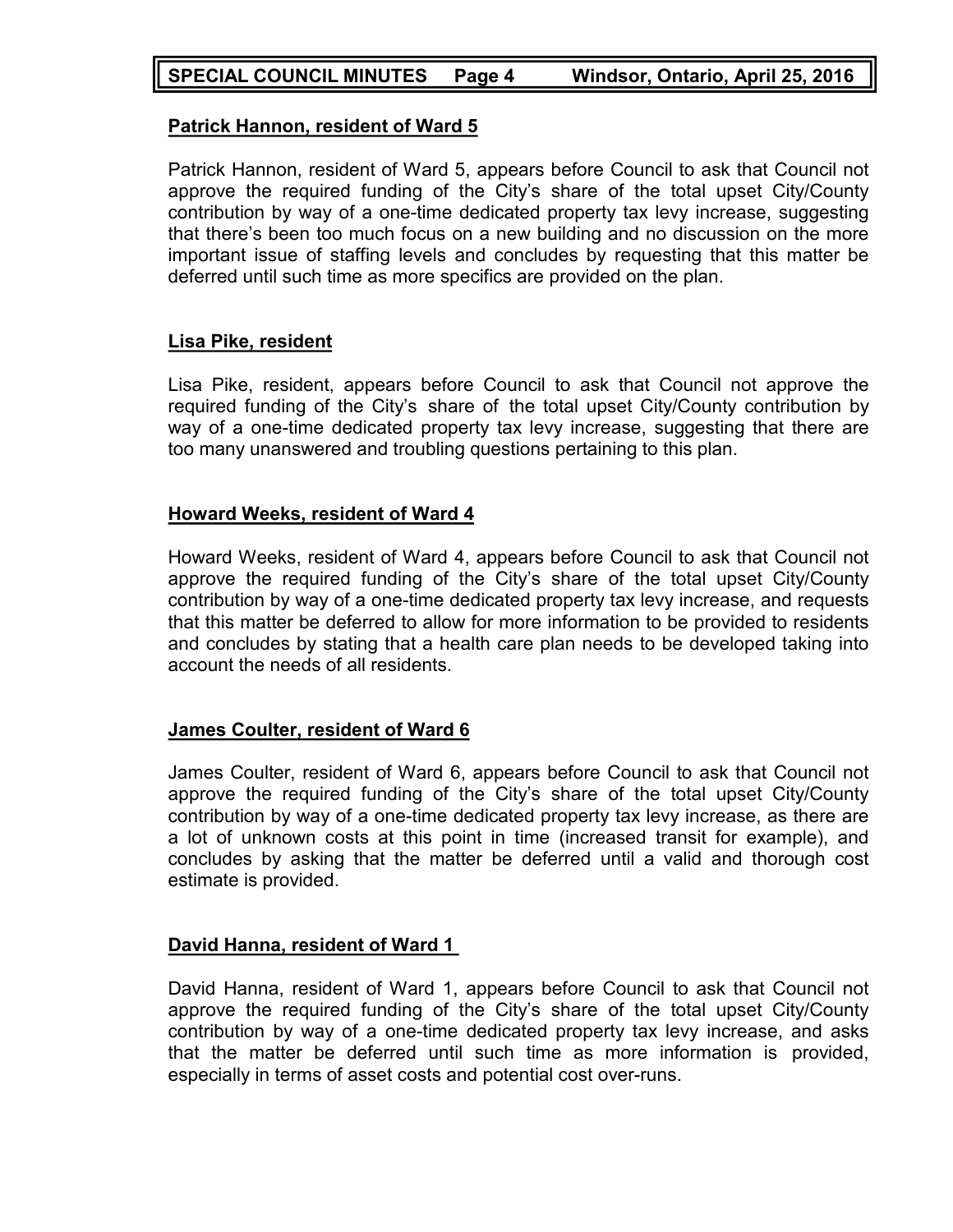**Patrick Hannon, resident of Ward 5**

Patrick Hannon, resident of Ward 5, appears before Council to ask that Council not approve the required funding of the City's share of the total upset City/County contribution by way of a one-time dedicated property tax levy increase, suggesting that there's been too much focus on a new building and no discussion on the more important issue of staffing levels and concludes by requesting that this matter be deferred until such time as more specifics are provided on the plan.

**Lisa Pike, resident**

Lisa Pike, resident, appears before Council to ask that Council not approve the required funding of the City's share of the total upset City/County contribution by way of a one-time dedicated property tax levy increase, suggesting that there are too many unanswered and troubling questions pertaining to this plan.

**Howard Weeks, resident of Ward 4**

Howard Weeks, resident of Ward 4, appears before Council to ask that Council not approve the required funding of the City's share of the total upset City/County contribution by way of a one-time dedicated property tax levy increase, and requests that this matter be deferred to allow for more information to be provided to residents and concludes by stating that a health care plan needs to be developed taking into account the needs of all residents.

**James Coulter, resident of Ward 6**

James Coulter, resident of Ward 6, appears before Council to ask that Council not approve the required funding of the City's share of the total upset City/County contribution by way of a one-time dedicated property tax levy increase, as there are a lot of unknown costs at this point in time (increased transit for example), and concludes by asking that the matter be deferred until a valid and thorough cost estimate is provided.

**David Hanna, resident of Ward 1**

David Hanna, resident of Ward 1, appears before Council to ask that Council not approve the required funding of the City's share of the total upset City/County contribution by way of a one-time dedicated property tax levy increase, and asks that the matter be deferred until such time as more information is provided, especially in terms of asset costs and potential cost over-runs.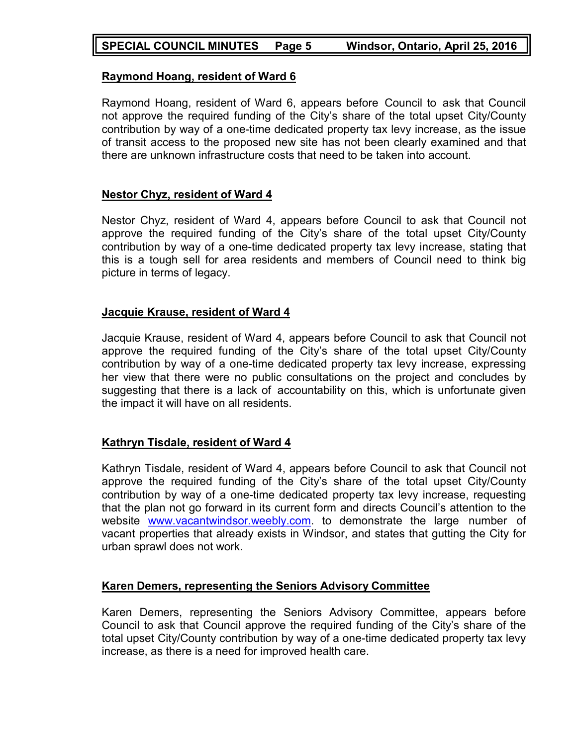**Raymond Hoang, resident of Ward 6**

Raymond Hoang, resident of Ward 6, appears before Council to ask that Council not approve the required funding of the City's share of the total upset City/County contribution by way of a one-time dedicated property tax levy increase, as the issue of transit access to the proposed new site has not been clearly examined and that there are unknown infrastructure costs that need to be taken into account.

**Nestor Chyz, resident of Ward 4**

Nestor Chyz, resident of Ward 4, appears before Council to ask that Council not approve the required funding of the City's share of the total upset City/County contribution by way of a one-time dedicated property tax levy increase, stating that this is a tough sell for area residents and members of Council need to think big picture in terms of legacy.

**Jacquie Krause, resident of Ward 4**

Jacquie Krause, resident of Ward 4, appears before Council to ask that Council not approve the required funding of the City's share of the total upset City/County contribution by way of a one-time dedicated property tax levy increase, expressing her view that there were no public consultations on the project and concludes by suggesting that there is a lack of accountability on this, which is unfortunate given the impact it will have on all residents.

**Kathryn Tisdale, resident of Ward 4**

Kathryn Tisdale, resident of Ward 4, appears before Council to ask that Council not approve the required funding of the City's share of the total upset City/County contribution by way of a one-time dedicated property tax levy increase, requesting that the plan not go forward in its current form and directs Council's attention to the website www.vacantwindsor.weebly.com. to demonstrate the large number of vacant properties that already exists in Windsor, and states that gutting the City for urban sprawl does not work.

**Karen Demers, representing the Seniors Advisory Committee**

Karen Demers, representing the Seniors Advisory Committee, appears before Council to ask that Council approve the required funding of the City's share of the total upset City/County contribution by way of a one-time dedicated property tax levy increase, as there is a need for improved health care.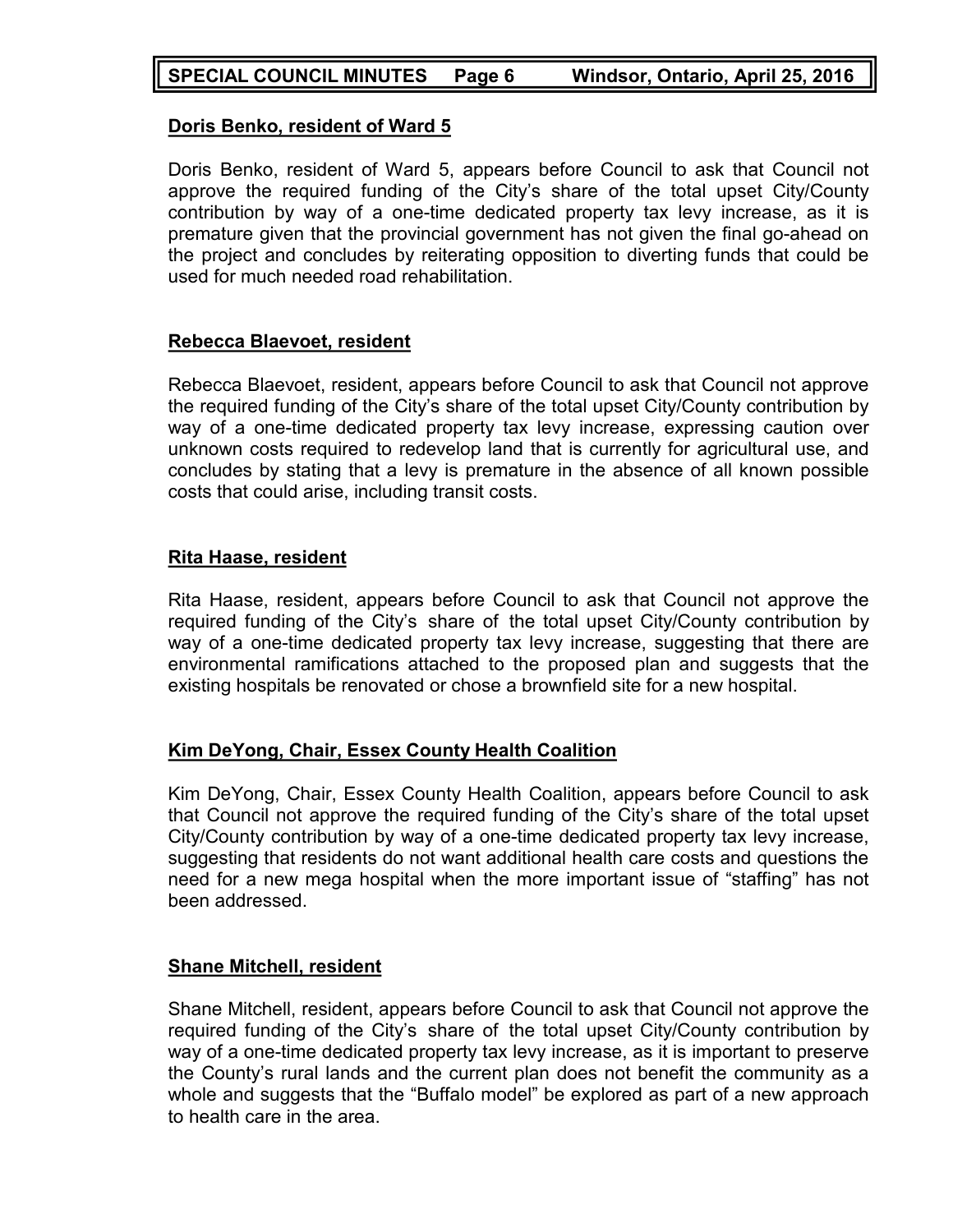**Doris Benko, resident of Ward 5**

Doris Benko, resident of Ward 5, appears before Council to ask that Council not approve the required funding of the City's share of the total upset City/County contribution by way of a one-time dedicated property tax levy increase, as it is premature given that the provincial government has not given the final go-ahead on the project and concludes by reiterating opposition to diverting funds that could be used for much needed road rehabilitation.

**Rebecca Blaevoet, resident**

Rebecca Blaevoet, resident, appears before Council to ask that Council not approve the required funding of the City's share of the total upset City/County contribution by way of a one-time dedicated property tax levy increase, expressing caution over unknown costs required to redevelop land that is currently for agricultural use, and concludes by stating that a levy is premature in the absence of all known possible costs that could arise, including transit costs.

**Rita Haase, resident**

Rita Haase, resident, appears before Council to ask that Council not approve the required funding of the City's share of the total upset City/County contribution by way of a one-time dedicated property tax levy increase, suggesting that there are environmental ramifications attached to the proposed plan and suggests that the existing hospitals be renovated or chose a brownfield site for a new hospital.

**Kim DeYong, Chair, Essex County Health Coalition**

Kim DeYong, Chair, Essex County Health Coalition, appears before Council to ask that Council not approve the required funding of the City's share of the total upset City/County contribution by way of a one-time dedicated property tax levy increase, suggesting that residents do not want additional health care costs and questions the need for a new mega hospital when the more important issue of "staffing" has not been addressed.

**Shane Mitchell, resident**

Shane Mitchell, resident, appears before Council to ask that Council not approve the required funding of the City's share of the total upset City/County contribution by way of a one-time dedicated property tax levy increase, as it is important to preserve the County's rural lands and the current plan does not benefit the community as a whole and suggests that the "Buffalo model" be explored as part of a new approach to health care in the area.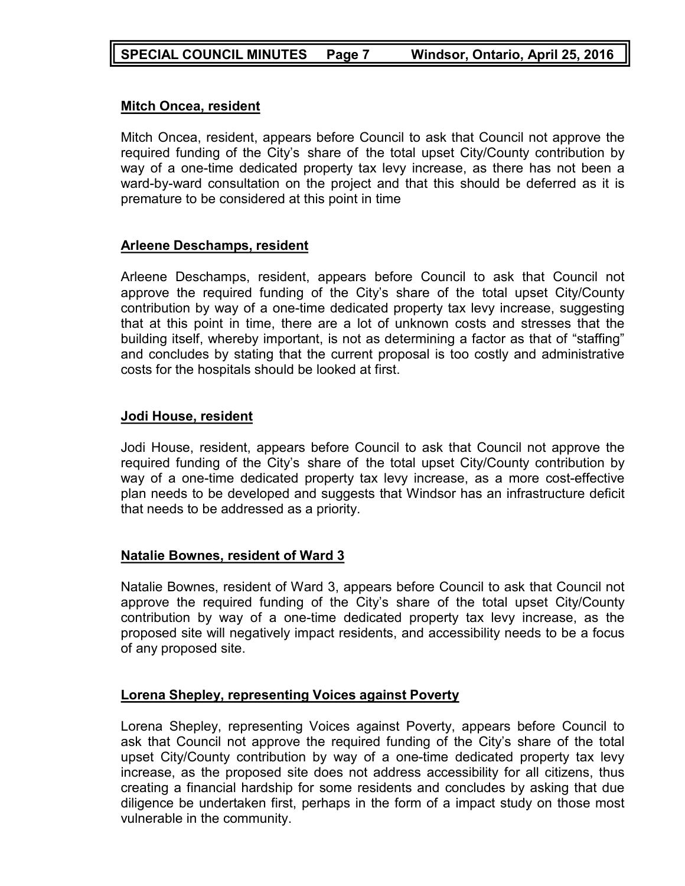**Mitch Oncea, resident**

Mitch Oncea, resident, appears before Council to ask that Council not approve the required funding of the City's share of the total upset City/County contribution by way of a one-time dedicated property tax levy increase, as there has not been a ward-by-ward consultation on the project and that this should be deferred as it is premature to be considered at this point in time

**Arleene Deschamps, resident**

Arleene Deschamps, resident, appears before Council to ask that Council not approve the required funding of the City's share of the total upset City/County contribution by way of a one-time dedicated property tax levy increase, suggesting that at this point in time, there are a lot of unknown costs and stresses that the building itself, whereby important, is not as determining a factor as that of "staffing" and concludes by stating that the current proposal is too costly and administrative costs for the hospitals should be looked at first.

**Jodi House, resident**

Jodi House, resident, appears before Council to ask that Council not approve the required funding of the City's share of the total upset City/County contribution by way of a one-time dedicated property tax levy increase, as a more cost-effective plan needs to be developed and suggests that Windsor has an infrastructure deficit that needs to be addressed as a priority.

**Natalie Bownes, resident of Ward 3**

Natalie Bownes, resident of Ward 3, appears before Council to ask that Council not approve the required funding of the City's share of the total upset City/County contribution by way of a one-time dedicated property tax levy increase, as the proposed site will negatively impact residents, and accessibility needs to be a focus of any proposed site.

**Lorena Shepley, representing Voices against Poverty**

Lorena Shepley, representing Voices against Poverty, appears before Council to ask that Council not approve the required funding of the City's share of the total upset City/County contribution by way of a one-time dedicated property tax levy increase, as the proposed site does not address accessibility for all citizens, thus creating a financial hardship for some residents and concludes by asking that due diligence be undertaken first, perhaps in the form of a impact study on those most vulnerable in the community.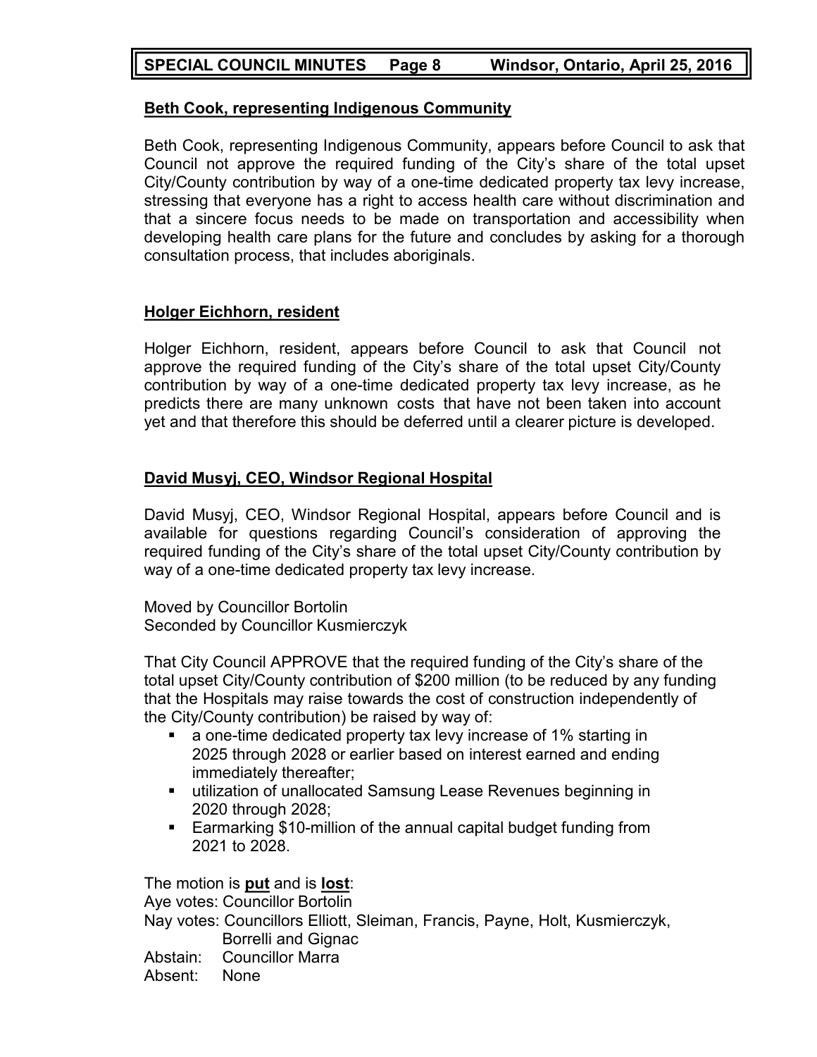**Beth Cook, representing Indigenous Community**

Beth Cook, representing Indigenous Community, appears before Council to ask that Council not approve the required funding of the City's share of the total upset City/County contribution by way of a one-time dedicated property tax levy increase, stressing that everyone has a right to access health care without discrimination and that a sincere focus needs to be made on transportation and accessibility when developing health care plans for the future and concludes by asking for a thorough consultation process, that includes aboriginals.

**Holger Eichhorn, resident**

Holger Eichhorn, resident, appears before Council to ask that Council not approve the required funding of the City's share of the total upset City/County contribution by way of a one-time dedicated property tax levy increase, as he predicts there are many unknown costs that have not been taken into account yet and that therefore this should be deferred until a clearer picture is developed.

**David Musyj, CEO, Windsor Regional Hospital**

David Musyj, CEO, Windsor Regional Hospital, appears before Council and is available for questions regarding Council's consideration of approving the required funding of the City's share of the total upset City/County contribution by way of a one-time dedicated property tax levy increase.

Moved by Councillor Bortolin
Seconded by Councillor Kusmierczyk

That City Council APPROVE that the required funding of the City's share of the total upset City/County contribution of $200 million (to be reduced by any funding that the Hospitals may raise towards the cost of construction independently of the City/County contribution) be raised by way of:

- a one-time dedicated property tax levy increase of 1% starting in 2025 through 2028 or earlier based on interest earned and ending immediately thereafter;
- utilization of unallocated Samsung Lease Revenues beginning in 2020 through 2028;
- Earmarking $10-million of the annual capital budget funding from 2021 to 2028.

The motion is **put** and is **lost**:
Aye votes: Councillor Bortolin
Nay votes: Councillors Elliott, Sleiman, Francis, Payne, Holt, Kusmierczyk, Borrelli and Gignac
Abstain: Councillor Marra
Absent: None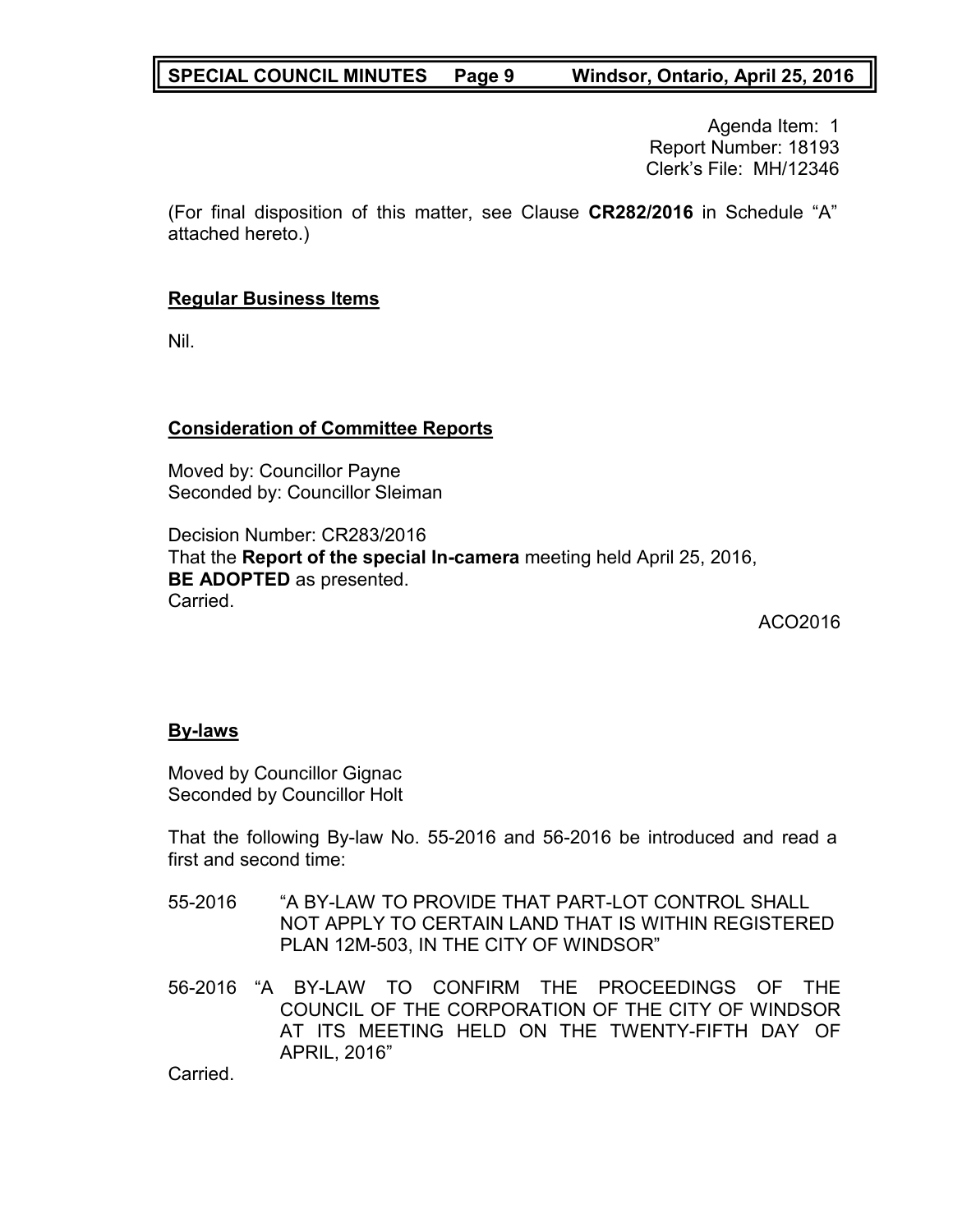Agenda Item: 1
Report Number: 18193
Clerk's File: MH/12346

(For final disposition of this matter, see Clause **CR282/2016** in Schedule "A" attached hereto.)

## Regular Business Items

Nil.

## Consideration of Committee Reports

Moved by: Councillor Payne
Seconded by: Councillor Sleiman

Decision Number: CR283/2016
That the **Report of the special In-camera** meeting held April 25, 2016, **BE ADOPTED** as presented.
Carried.

ACO2016

## By-laws

Moved by Councillor Gignac
Seconded by Councillor Holt

That the following By-law No. 55-2016 and 56-2016 be introduced and read a first and second time:

55-2016 "A BY-LAW TO PROVIDE THAT PART-LOT CONTROL SHALL NOT APPLY TO CERTAIN LAND THAT IS WITHIN REGISTERED PLAN 12M-503, IN THE CITY OF WINDSOR"

56-2016 "A BY-LAW TO CONFIRM THE PROCEEDINGS OF THE COUNCIL OF THE CORPORATION OF THE CITY OF WINDSOR AT ITS MEETING HELD ON THE TWENTY-FIFTH DAY OF APRIL, 2016"

Carried.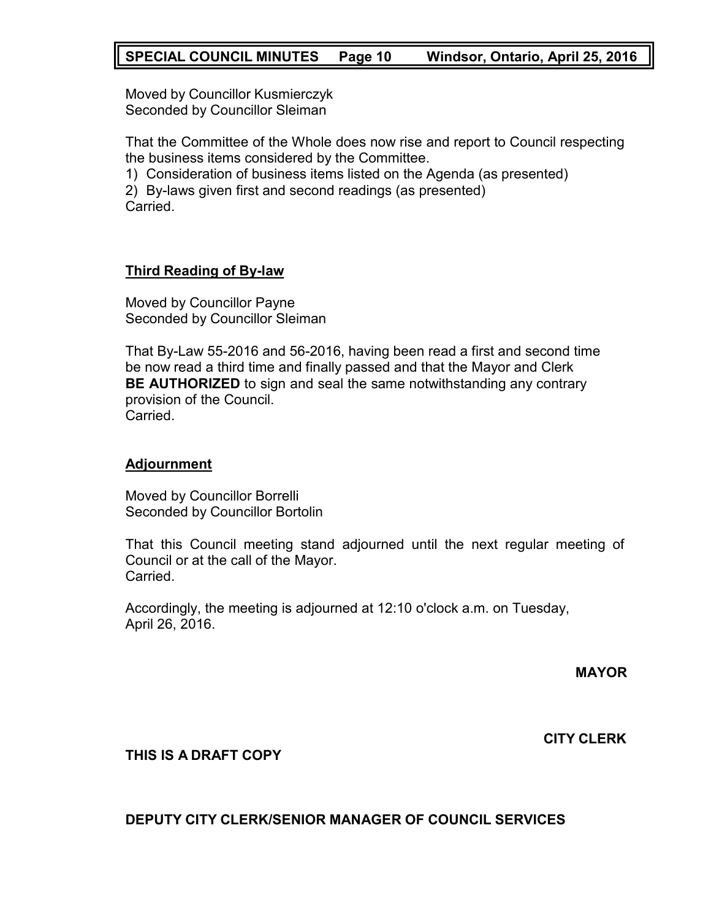Moved by Councillor Kusmierczyk
Seconded by Councillor Sleiman

That the Committee of the Whole does now rise and report to Council respecting the business items considered by the Committee.

1) Consideration of business items listed on the Agenda (as presented)
2) By-laws given first and second readings (as presented)

Carried.

## Third Reading of By-law

Moved by Councillor Payne
Seconded by Councillor Sleiman

That By-Law 55-2016 and 56-2016, having been read a first and second time be now read a third time and finally passed and that the Mayor and Clerk **BE AUTHORIZED** to sign and seal the same notwithstanding any contrary provision of the Council.
Carried.

## Adjournment

Moved by Councillor Borrelli
Seconded by Councillor Bortolin

That this Council meeting stand adjourned until the next regular meeting of Council or at the call of the Mayor.
Carried.

Accordingly, the meeting is adjourned at 12:10 o'clock a.m. on Tuesday, April 26, 2016.

**MAYOR**

**CITY CLERK**

**THIS IS A DRAFT COPY**

**DEPUTY CITY CLERK/SENIOR MANAGER OF COUNCIL SERVICES**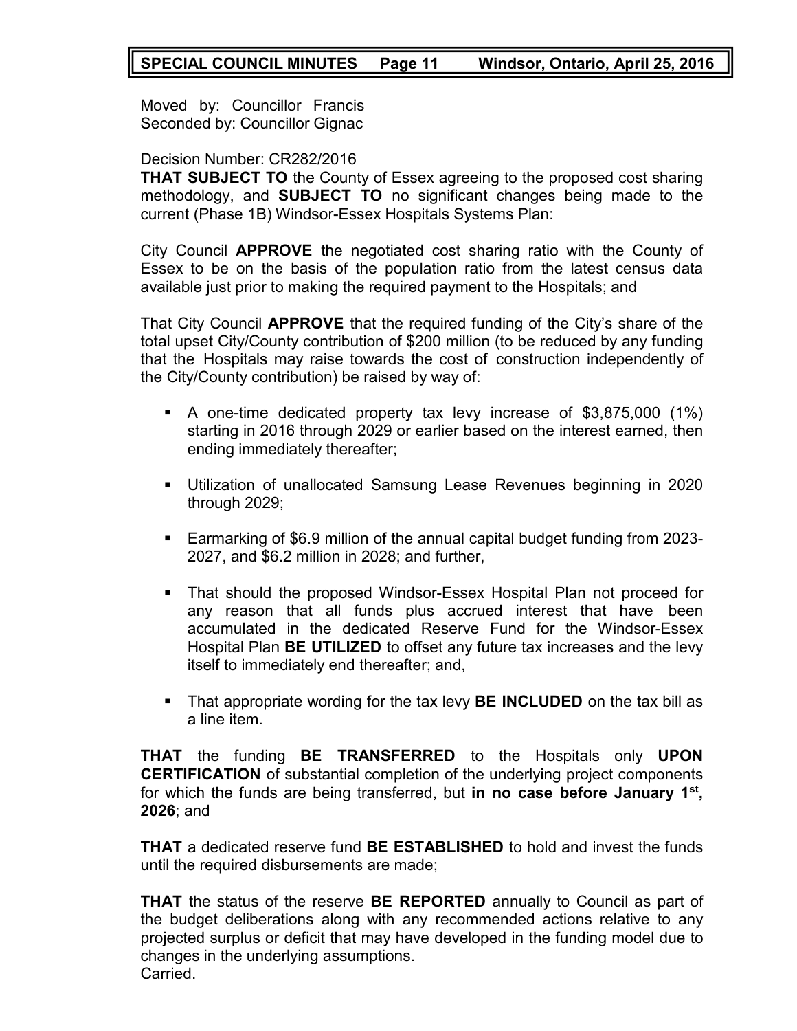Moved by: Councillor Francis
Seconded by: Councillor Gignac

Decision Number: CR282/2016
**THAT SUBJECT TO** the County of Essex agreeing to the proposed cost sharing methodology, and **SUBJECT TO** no significant changes being made to the current (Phase 1B) Windsor-Essex Hospitals Systems Plan:

City Council **APPROVE** the negotiated cost sharing ratio with the County of Essex to be on the basis of the population ratio from the latest census data available just prior to making the required payment to the Hospitals; and

That City Council **APPROVE** that the required funding of the City's share of the total upset City/County contribution of $200 million (to be reduced by any funding that the Hospitals may raise towards the cost of construction independently of the City/County contribution) be raised by way of:

- A one-time dedicated property tax levy increase of $3,875,000 (1%) starting in 2016 through 2029 or earlier based on the interest earned, then ending immediately thereafter;
- Utilization of unallocated Samsung Lease Revenues beginning in 2020 through 2029;
- Earmarking of $6.9 million of the annual capital budget funding from 2023-2027, and $6.2 million in 2028; and further,
- That should the proposed Windsor-Essex Hospital Plan not proceed for any reason that all funds plus accrued interest that have been accumulated in the dedicated Reserve Fund for the Windsor-Essex Hospital Plan **BE UTILIZED** to offset any future tax increases and the levy itself to immediately end thereafter; and,
- That appropriate wording for the tax levy **BE INCLUDED** on the tax bill as a line item.

**THAT** the funding **BE TRANSFERRED** to the Hospitals only **UPON CERTIFICATION** of substantial completion of the underlying project components for which the funds are being transferred, but **in no case before January 1st, 2026**; and

**THAT** a dedicated reserve fund **BE ESTABLISHED** to hold and invest the funds until the required disbursements are made;

**THAT** the status of the reserve **BE REPORTED** annually to Council as part of the budget deliberations along with any recommended actions relative to any projected surplus or deficit that may have developed in the funding model due to changes in the underlying assumptions.
Carried.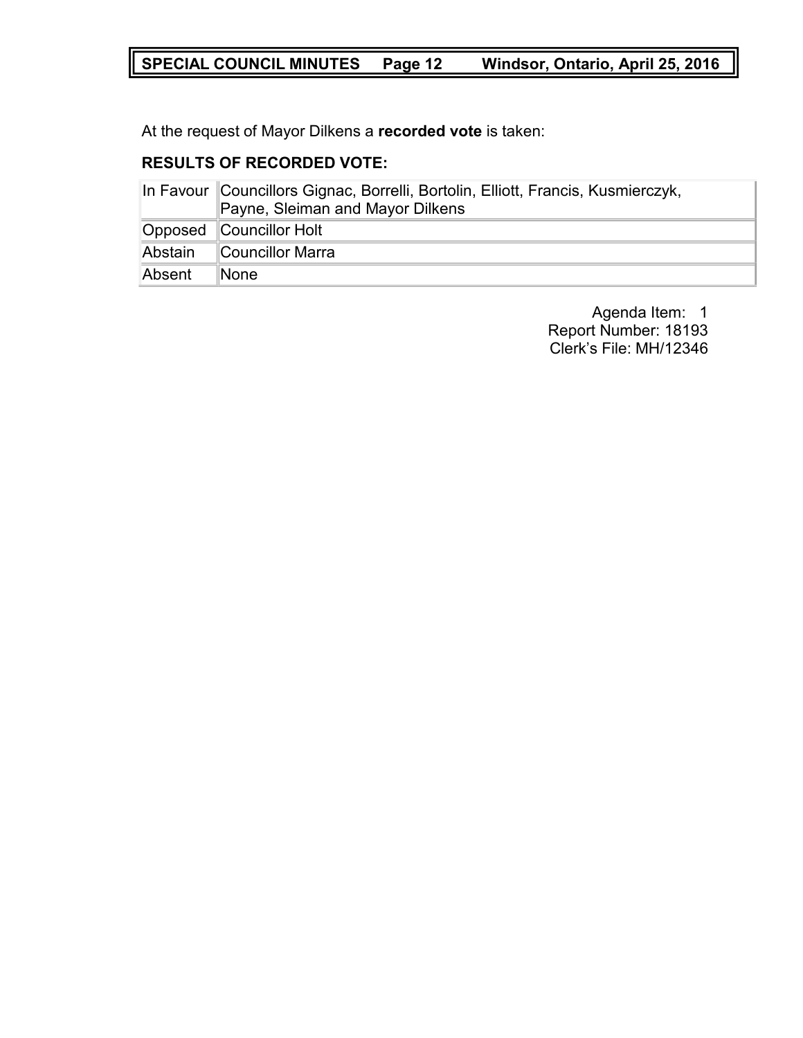At the request of Mayor Dilkens a **recorded vote** is taken:

**RESULTS OF RECORDED VOTE:**

| | |
|---|---|
| In Favour | Councillors Gignac, Borrelli, Bortolin, Elliott, Francis, Kusmierczyk, Payne, Sleiman and Mayor Dilkens |
| Opposed | Councillor Holt |
| Abstain | Councillor Marra |
| Absent | None |

Agenda Item: 1
Report Number: 18193
Clerk's File: MH/12346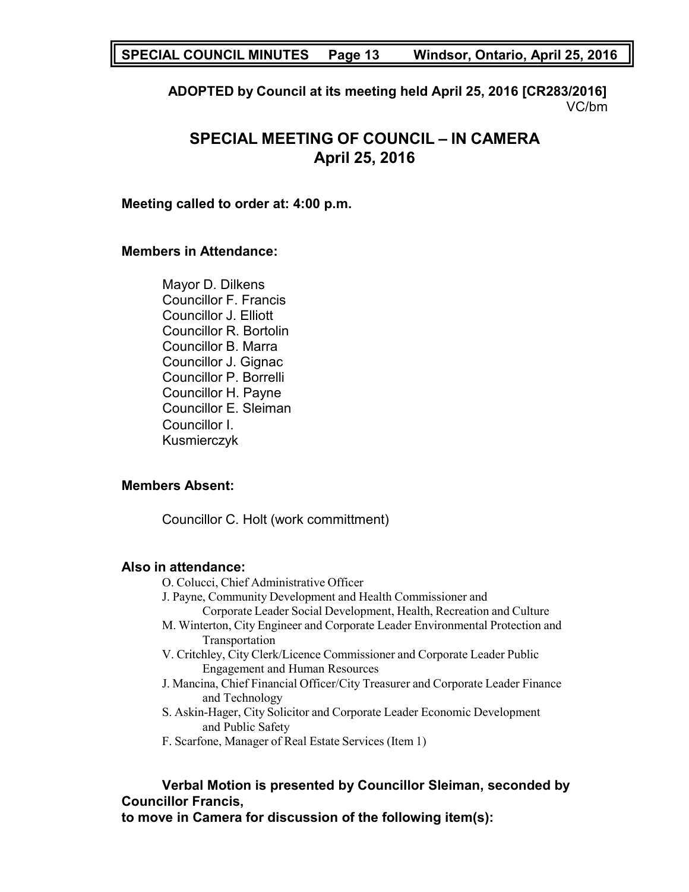**ADOPTED by Council at its meeting held April 25, 2016 [CR283/2016]**
VC/bm

## SPECIAL MEETING OF COUNCIL – IN CAMERA
## April 25, 2016

**Meeting called to order at: 4:00 p.m.**

**Members in Attendance:**

Mayor D. Dilkens
Councillor F. Francis
Councillor J. Elliott
Councillor R. Bortolin
Councillor B. Marra
Councillor J. Gignac
Councillor P. Borrelli
Councillor H. Payne
Councillor E. Sleiman
Councillor I. Kusmierczyk

**Members Absent:**

Councillor C. Holt (work committment)

**Also in attendance:**

O. Colucci, Chief Administrative Officer
J. Payne, Community Development and Health Commissioner and Corporate Leader Social Development, Health, Recreation and Culture
M. Winterton, City Engineer and Corporate Leader Environmental Protection and Transportation
V. Critchley, City Clerk/Licence Commissioner and Corporate Leader Public Engagement and Human Resources
J. Mancina, Chief Financial Officer/City Treasurer and Corporate Leader Finance and Technology
S. Askin-Hager, City Solicitor and Corporate Leader Economic Development and Public Safety
F. Scarfone, Manager of Real Estate Services (Item 1)

**Verbal Motion is presented by Councillor Sleiman, seconded by Councillor Francis,
to move in Camera for discussion of the following item(s):**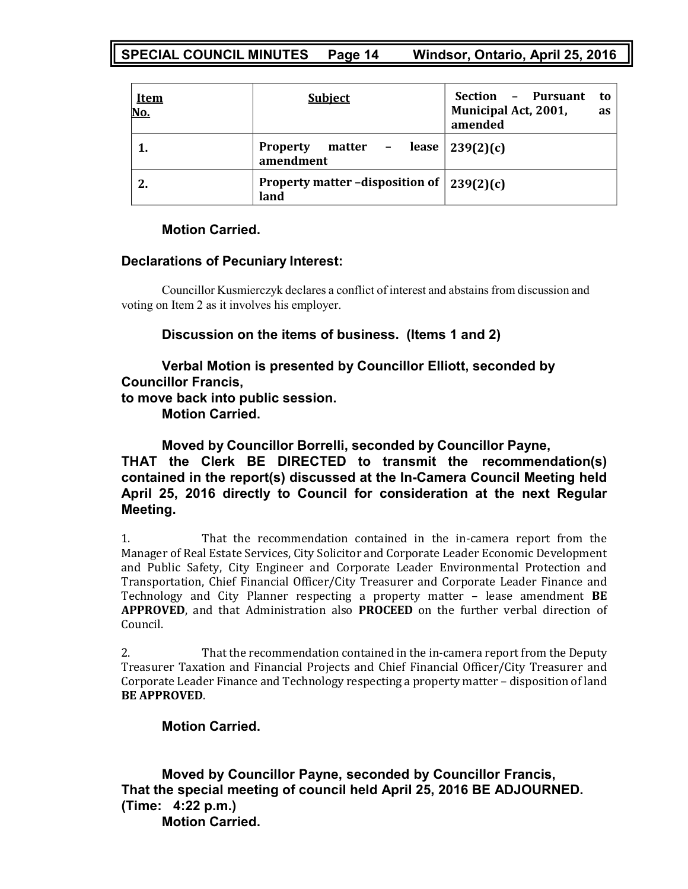| Item No. | Subject | Section – Pursuant to Municipal Act, 2001, as amended |
|---|---|---|
| **1.** | **Property matter – lease amendment** | **239(2)(c)** |
| **2.** | **Property matter –disposition of land** | **239(2)(c)** |

**Motion Carried.**

**Declarations of Pecuniary Interest:**

Councillor Kusmierczyk declares a conflict of interest and abstains from discussion and voting on Item 2 as it involves his employer.

**Discussion on the items of business. (Items 1 and 2)**

**Verbal Motion is presented by Councillor Elliott, seconded by Councillor Francis,
to move back into public session.
Motion Carried.**

**Moved by Councillor Borrelli, seconded by Councillor Payne,
THAT the Clerk BE DIRECTED to transmit the recommendation(s) contained in the report(s) discussed at the In-Camera Council Meeting held April 25, 2016 directly to Council for consideration at the next Regular Meeting.**

1. That the recommendation contained in the in-camera report from the Manager of Real Estate Services, City Solicitor and Corporate Leader Economic Development and Public Safety, City Engineer and Corporate Leader Environmental Protection and Transportation, Chief Financial Officer/City Treasurer and Corporate Leader Finance and Technology and City Planner respecting a property matter – lease amendment **BE APPROVED**, and that Administration also **PROCEED** on the further verbal direction of Council.

2. That the recommendation contained in the in-camera report from the Deputy Treasurer Taxation and Financial Projects and Chief Financial Officer/City Treasurer and Corporate Leader Finance and Technology respecting a property matter – disposition of land **BE APPROVED**.

**Motion Carried.**

**Moved by Councillor Payne, seconded by Councillor Francis,
That the special meeting of council held April 25, 2016 BE ADJOURNED.
(Time: 4:22 p.m.)
Motion Carried.**